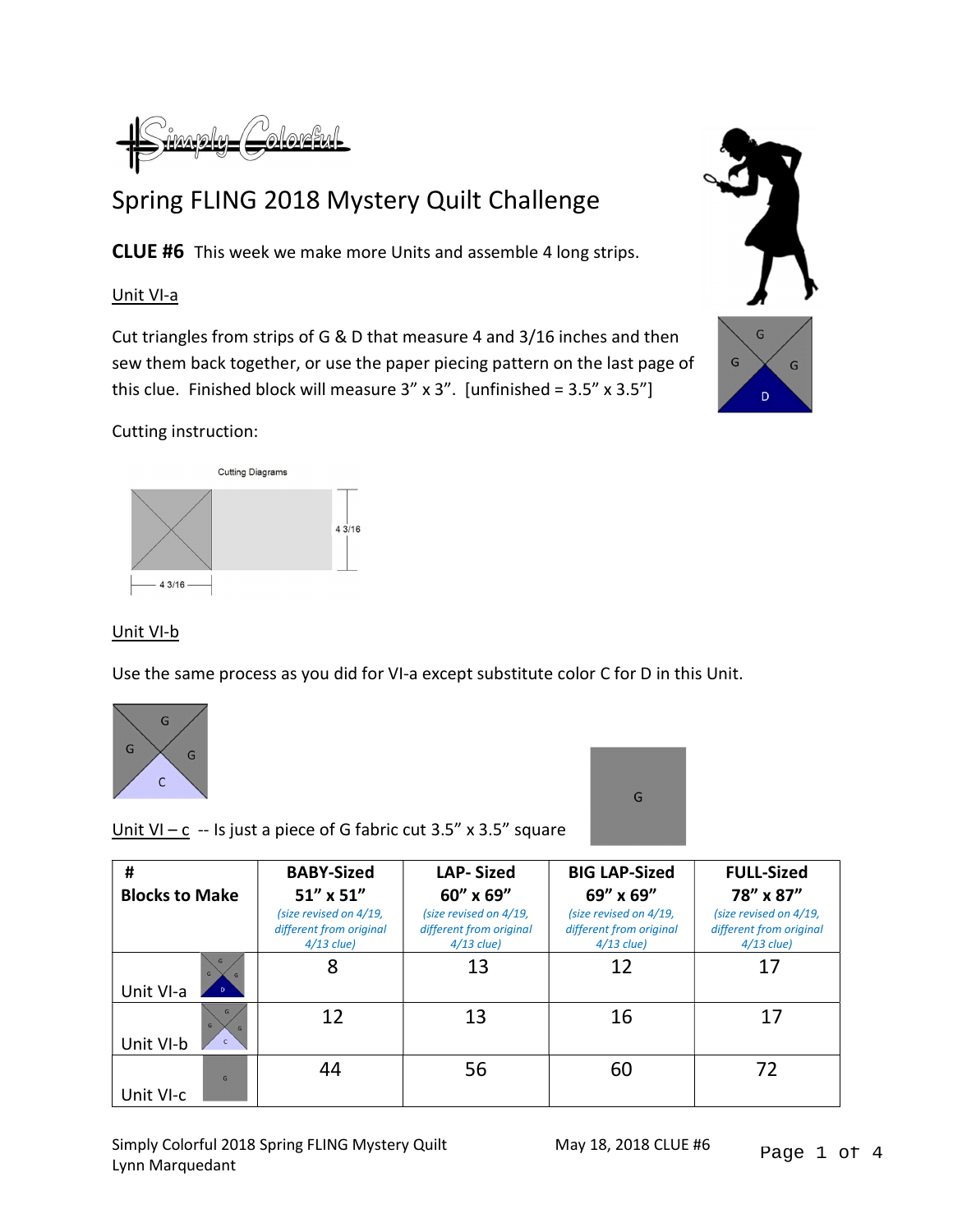# Simply Colorful

## Spring FLING 2018 Mystery Quilt Challenge

**CLUE #6** This week we make more Units and assemble 4 long strips.

Unit VI-a

Cut triangles from strips of G & D that measure 4 and 3/16 inches and then sew them back together, or use the paper piecing pattern on the last page of this clue. Finished block will measure 3" x 3". [unfinished = 3.5" x 3.5"]

Cutting instruction:

Cutting Diagrams

4 3/16

4 3/16

Unit VI-b

Use the same process as you did for VI-a except substitute color C for D in this Unit.

Unit VI – c -- Is just a piece of G fabric cut 3.5" x 3.5" square

| # Blocks to Make | BABY-Sized 51" x 51" *(size revised on 4/19, different from original 4/13 clue)* | LAP- Sized 60" x 69" *(size revised on 4/19, different from original 4/13 clue)* | BIG LAP-Sized 69" x 69" *(size revised on 4/19, different from original 4/13 clue)* | FULL-Sized 78" x 87" *(size revised on 4/19, different from original 4/13 clue)* |
|---|---|---|---|---|
| Unit VI-a | 8 | 13 | 12 | 17 |
| Unit VI-b | 12 | 13 | 16 | 17 |
| Unit VI-c | 44 | 56 | 60 | 72 |

Simply Colorful 2018 Spring FLING Mystery Quilt
Lynn Marquedant

May 18, 2018 CLUE #6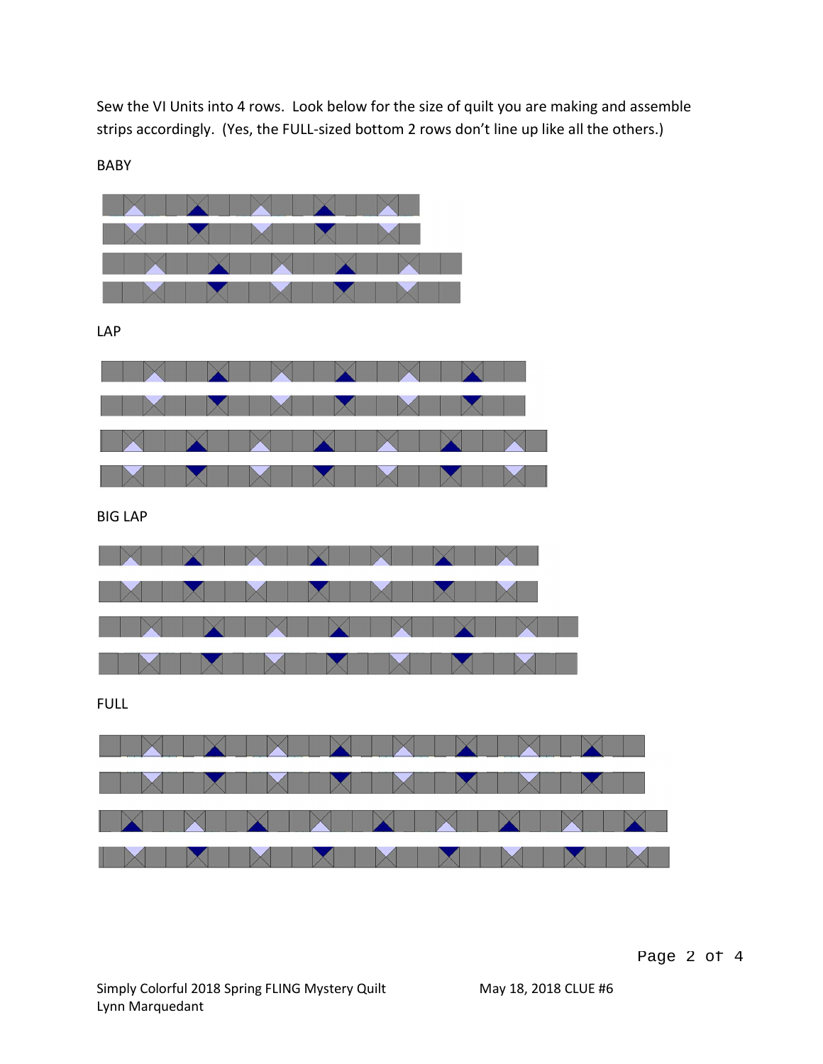Sew the VI Units into 4 rows. Look below for the size of quilt you are making and assemble strips accordingly. (Yes, the FULL-sized bottom 2 rows don't line up like all the others.)

BABY

LAP

BIG LAP

FULL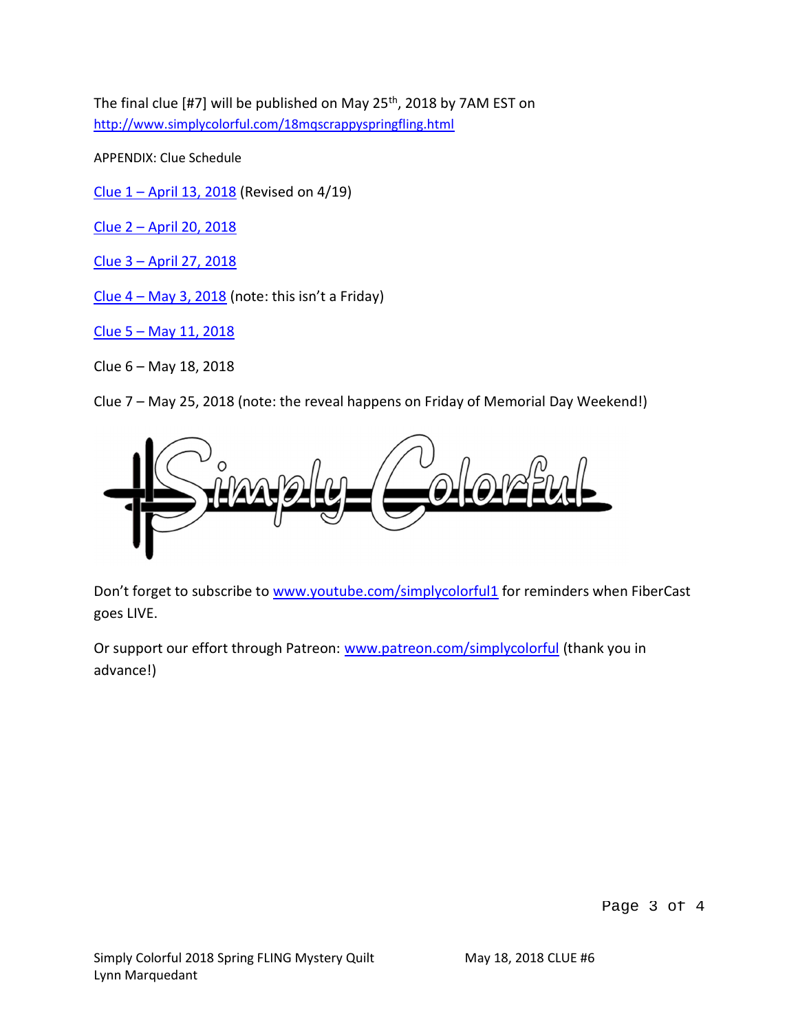The final clue [#7] will be published on May 25th, 2018 by 7AM EST on http://www.simplycolorful.com/18mqscrappyspringfling.html

APPENDIX: Clue Schedule

Clue 1 – April 13, 2018 (Revised on 4/19)

Clue 2 – April 20, 2018

Clue 3 – April 27, 2018

Clue 4 – May 3, 2018 (note: this isn't a Friday)

Clue 5 – May 11, 2018

Clue 6 – May 18, 2018

Clue 7 – May 25, 2018 (note: the reveal happens on Friday of Memorial Day Weekend!)

Simply Colorful

Don't forget to subscribe to www.youtube.com/simplycolorful1 for reminders when FiberCast goes LIVE.

Or support our effort through Patreon: www.patreon.com/simplycolorful (thank you in advance!)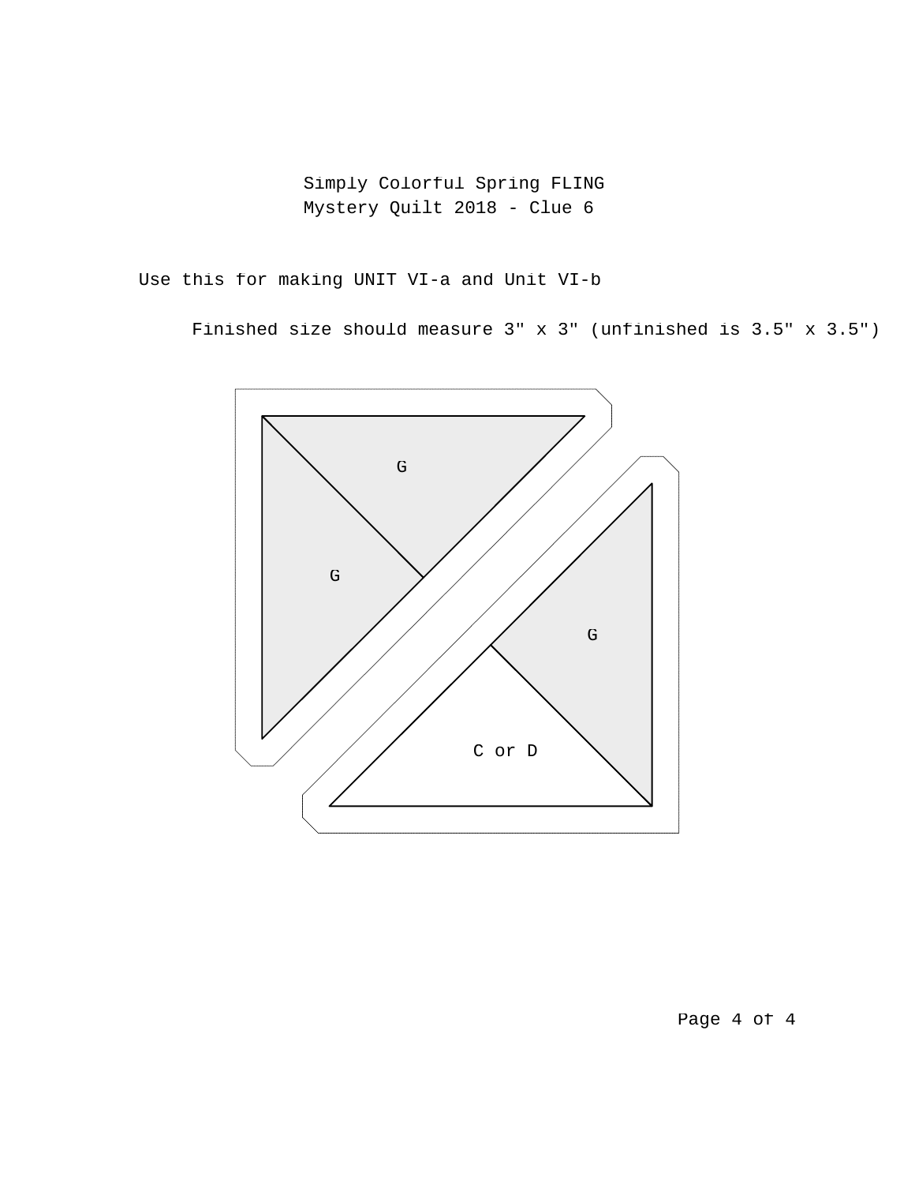# Simply Colorful Spring FLING
## Mystery Quilt 2018 - Clue 6

Use this for making UNIT VI-a and Unit VI-b

Finished size should measure 3" x 3" (unfinished is 3.5" x 3.5")

G

G

G

C or D